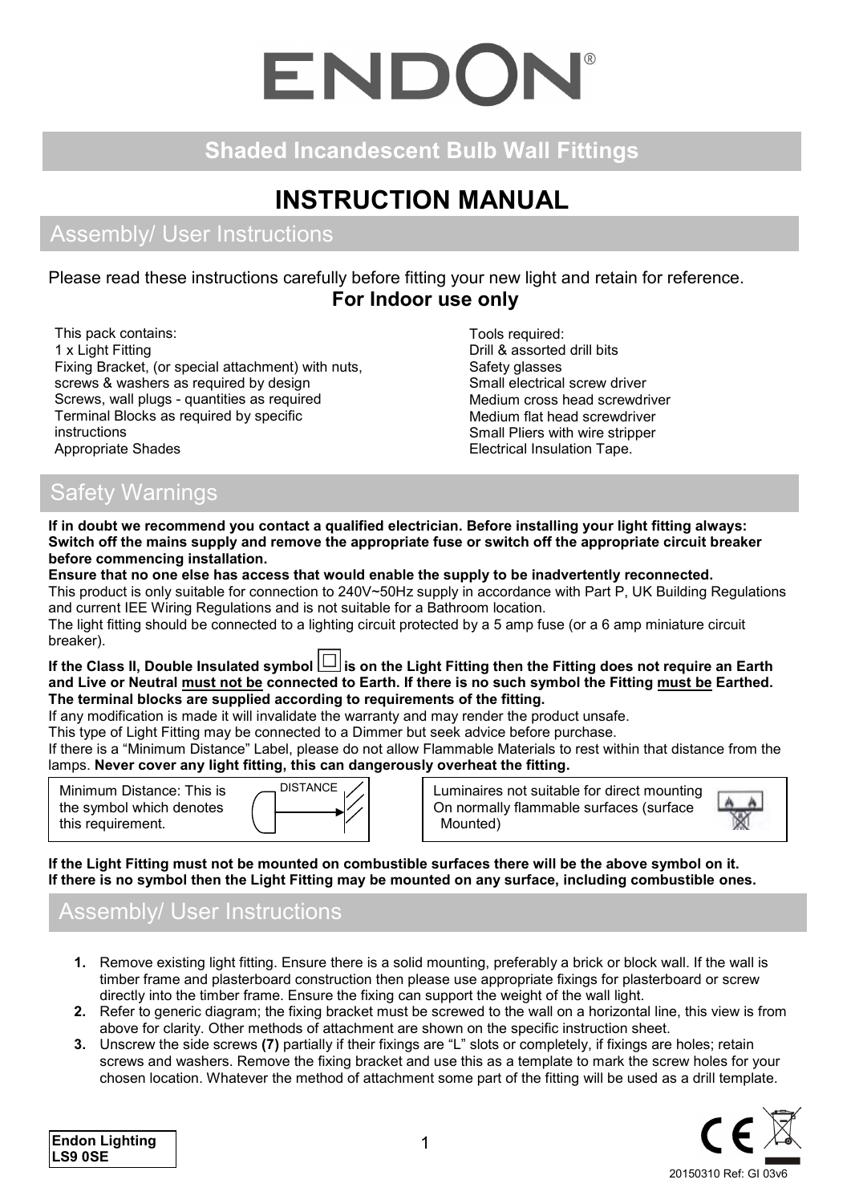# ENDON®

## Shaded Incandescent Bulb Wall Fittings

# INSTRUCTION MANUAL

## Assembly/ User Instructions

Please read these instructions carefully before fitting your new light and retain for reference.

**For Indoor use only**

This pack contains:
1 x Light Fitting
Fixing Bracket, (or special attachment) with nuts, screws & washers as required by design
Screws, wall plugs - quantities as required
Terminal Blocks as required by specific instructions
Appropriate Shades

Tools required:
Drill & assorted drill bits
Safety glasses
Small electrical screw driver
Medium cross head screwdriver
Medium flat head screwdriver
Small Pliers with wire stripper
Electrical Insulation Tape.

## Safety Warnings

**If in doubt we recommend you contact a qualified electrician. Before installing your light fitting always: Switch off the mains supply and remove the appropriate fuse or switch off the appropriate circuit breaker before commencing installation.**

**Ensure that no one else has access that would enable the supply to be inadvertently reconnected.**

This product is only suitable for connection to 240V~50Hz supply in accordance with Part P, UK Building Regulations and current IEE Wiring Regulations and is not suitable for a Bathroom location.

The light fitting should be connected to a lighting circuit protected by a 5 amp fuse (or a 6 amp miniature circuit breaker).

**If the Class II, Double Insulated symbol ⧈ is on the Light Fitting then the Fitting does not require an Earth and Live or Neutral must not be connected to Earth. If there is no such symbol the Fitting must be Earthed. The terminal blocks are supplied according to requirements of the fitting.**

If any modification is made it will invalidate the warranty and may render the product unsafe.

This type of Light Fitting may be connected to a Dimmer but seek advice before purchase.

If there is a “Minimum Distance” Label, please do not allow Flammable Materials to rest within that distance from the lamps. **Never cover any light fitting, this can dangerously overheat the fitting.**

Minimum Distance: This is the symbol which denotes this requirement. (DISTANCE)

Luminaires not suitable for direct mounting On normally flammable surfaces (surface Mounted)

**If the Light Fitting must not be mounted on combustible surfaces there will be the above symbol on it. If there is no symbol then the Light Fitting may be mounted on any surface, including combustible ones.**

## Assembly/ User Instructions

1. Remove existing light fitting. Ensure there is a solid mounting, preferably a brick or block wall. If the wall is timber frame and plasterboard construction then please use appropriate fixings for plasterboard or screw directly into the timber frame. Ensure the fixing can support the weight of the wall light.
2. Refer to generic diagram; the fixing bracket must be screwed to the wall on a horizontal line, this view is from above for clarity. Other methods of attachment are shown on the specific instruction sheet.
3. Unscrew the side screws **(7)** partially if their fixings are “L” slots or completely, if fixings are holes; retain screws and washers. Remove the fixing bracket and use this as a template to mark the screw holes for your chosen location. Whatever the method of attachment some part of the fitting will be used as a drill template.

Endon Lighting
LS9 0SE

20150310 Ref: GI 03v6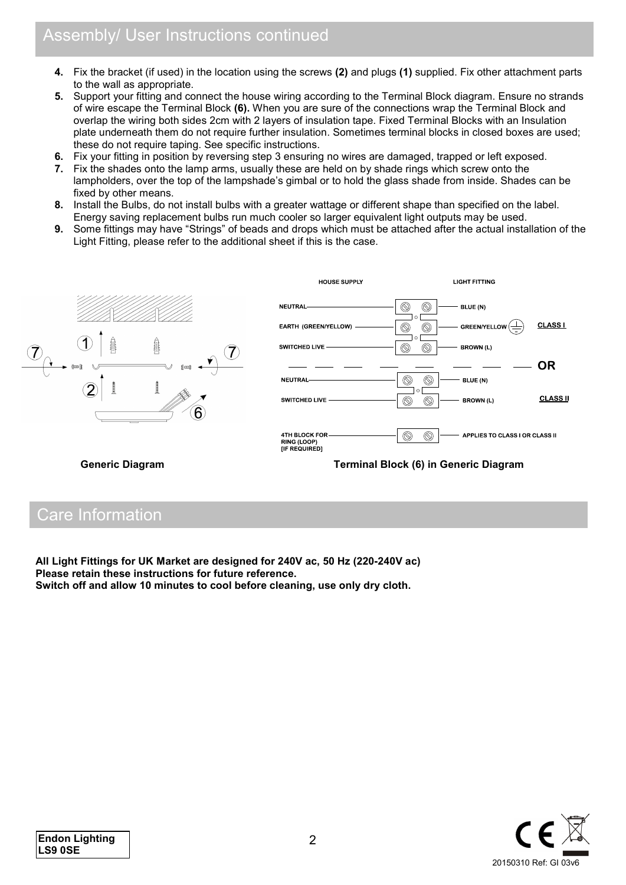## Assembly/ User Instructions continued

4. Fix the bracket (if used) in the location using the screws **(2)** and plugs **(1)** supplied. Fix other attachment parts to the wall as appropriate.
5. Support your fitting and connect the house wiring according to the Terminal Block diagram. Ensure no strands of wire escape the Terminal Block **(6).** When you are sure of the connections wrap the Terminal Block and overlap the wiring both sides 2cm with 2 layers of insulation tape. Fixed Terminal Blocks with an Insulation plate underneath them do not require further insulation. Sometimes terminal blocks in closed boxes are used; these do not require taping. See specific instructions.
6. Fix your fitting in position by reversing step 3 ensuring no wires are damaged, trapped or left exposed.
7. Fix the shades onto the lamp arms, usually these are held on by shade rings which screw onto the lampholders, over the top of the lampshade's gimbal or to hold the glass shade from inside. Shades can be fixed by other means.
8. Install the Bulbs, do not install bulbs with a greater wattage or different shape than specified on the label. Energy saving replacement bulbs run much cooler so larger equivalent light outputs may be used.
9. Some fittings may have "Strings" of beads and drops which must be attached after the actual installation of the Light Fitting, please refer to the additional sheet if this is the case.

1
2
7
7
6

**Generic Diagram**

HOUSE SUPPLY
LIGHT FITTING

NEUTRAL — BLUE (N)
EARTH (GREEN/YELLOW) — GREEN/YELLOW — CLASS I
SWITCHED LIVE — BROWN (L)

OR

NEUTRAL — BLUE (N)
SWITCHED LIVE — BROWN (L) — CLASS II

4TH BLOCK FOR RING (LOOP) [IF REQUIRED] — APPLIES TO CLASS I OR CLASS II

**Terminal Block (6) in Generic Diagram**

## Care Information

**All Light Fittings for UK Market are designed for 240V ac, 50 Hz (220-240V ac)**
**Please retain these instructions for future reference.**
**Switch off and allow 10 minutes to cool before cleaning, use only dry cloth.**

**Endon Lighting**
**LS9 0SE**

20150310 Ref: GI 03v6